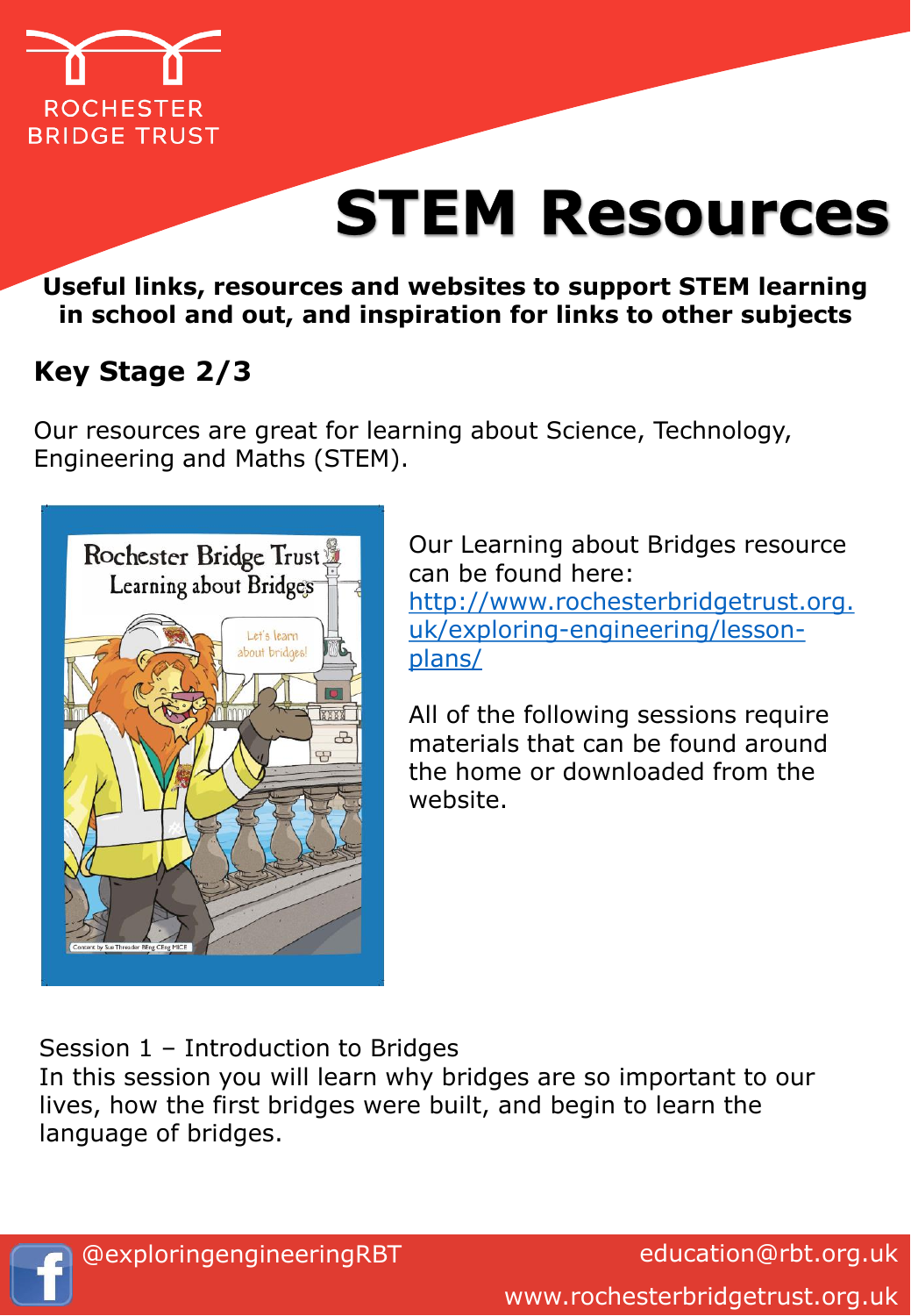ROCHESTER BRIDGE TRUST

# STEM Resources

**Useful links, resources and websites to support STEM learning in school and out, and inspiration for links to other subjects**

## Key Stage 2/3

Our resources are great for learning about Science, Technology, Engineering and Maths (STEM).

Our Learning about Bridges resource can be found here: http://www.rochesterbridgetrust.org.uk/exploring-engineering/lesson-plans/

All of the following sessions require materials that can be found around the home or downloaded from the website.

Session 1 – Introduction to Bridges
In this session you will learn why bridges are so important to our lives, how the first bridges were built, and begin to learn the language of bridges.

@exploringengineeringRBT

education@rbt.org.uk

www.rochesterbridgetrust.org.uk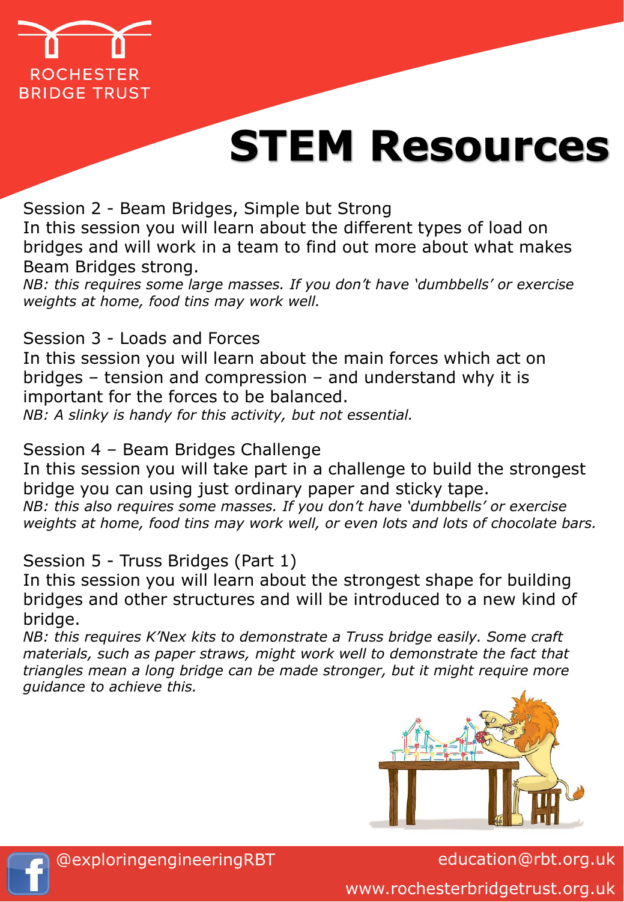ROCHESTER BRIDGE TRUST

# STEM Resources

Session 2 - Beam Bridges, Simple but Strong

In this session you will learn about the different types of load on bridges and will work in a team to find out more about what makes Beam Bridges strong.

*NB: this requires some large masses. If you don't have 'dumbbells' or exercise weights at home, food tins may work well.*

Session 3 - Loads and Forces

In this session you will learn about the main forces which act on bridges – tension and compression – and understand why it is important for the forces to be balanced.

*NB: A slinky is handy for this activity, but not essential.*

Session 4 – Beam Bridges Challenge

In this session you will take part in a challenge to build the strongest bridge you can using just ordinary paper and sticky tape.

*NB: this also requires some masses. If you don't have 'dumbbells' or exercise weights at home, food tins may work well, or even lots and lots of chocolate bars.*

Session 5 - Truss Bridges (Part 1)

In this session you will learn about the strongest shape for building bridges and other structures and will be introduced to a new kind of bridge.

*NB: this requires K'Nex kits to demonstrate a Truss bridge easily. Some craft materials, such as paper straws, might work well to demonstrate the fact that triangles mean a long bridge can be made stronger, but it might require more guidance to achieve this.*

@exploringengineeringRBT

education@rbt.org.uk

www.rochesterbridgetrust.org.uk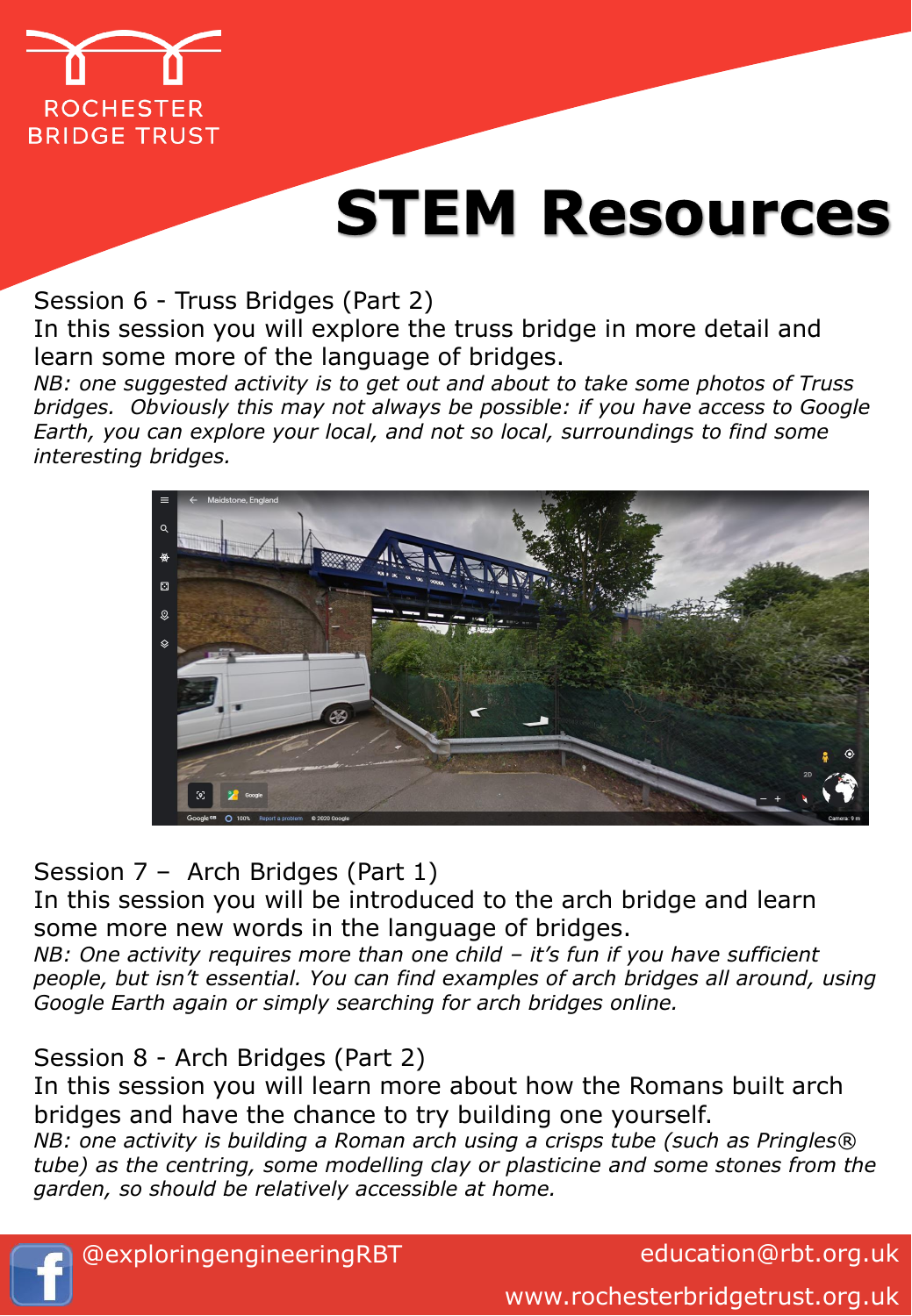ROCHESTER BRIDGE TRUST

# STEM Resources

Session 6 - Truss Bridges (Part 2)

In this session you will explore the truss bridge in more detail and learn some more of the language of bridges.

*NB: one suggested activity is to get out and about to take some photos of Truss bridges. Obviously this may not always be possible: if you have access to Google Earth, you can explore your local, and not so local, surroundings to find some interesting bridges.*

Session 7 – Arch Bridges (Part 1)

In this session you will be introduced to the arch bridge and learn some more new words in the language of bridges.

*NB: One activity requires more than one child – it's fun if you have sufficient people, but isn't essential. You can find examples of arch bridges all around, using Google Earth again or simply searching for arch bridges online.*

Session 8 - Arch Bridges (Part 2)

In this session you will learn more about how the Romans built arch bridges and have the chance to try building one yourself.

*NB: one activity is building a Roman arch using a crisps tube (such as Pringles® tube) as the centring, some modelling clay or plasticine and some stones from the garden, so should be relatively accessible at home.*

@exploringengineeringRBT

education@rbt.org.uk

www.rochesterbridgetrust.org.uk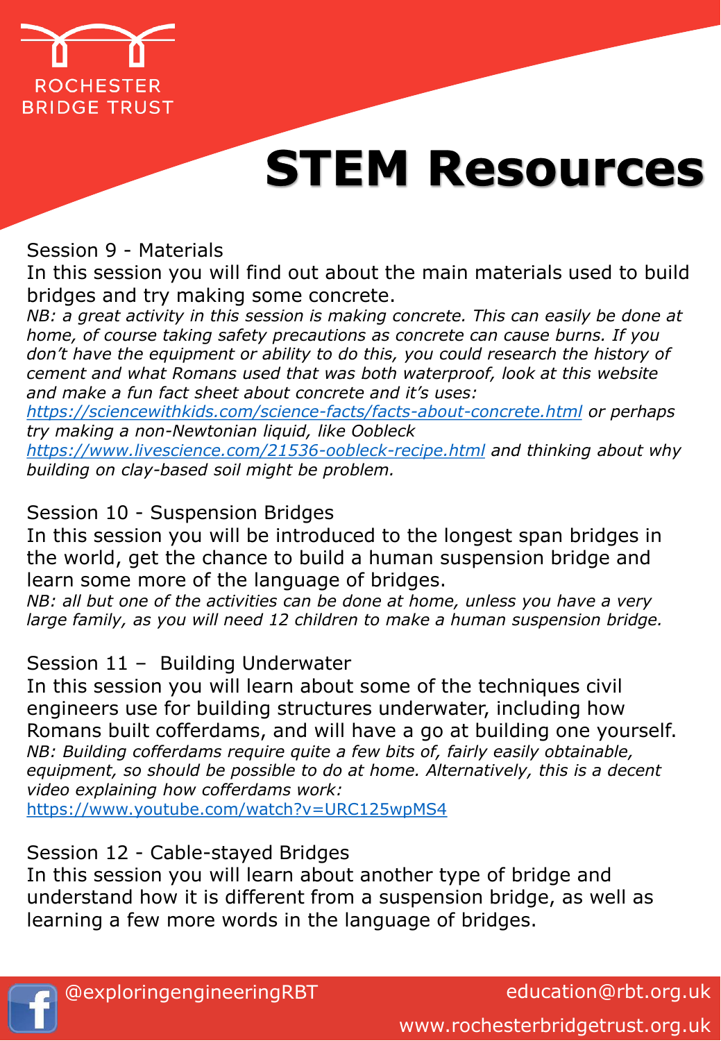ROCHESTER BRIDGE TRUST

# STEM Resources

## Session 9 - Materials

In this session you will find out about the main materials used to build bridges and try making some concrete.

*NB: a great activity in this session is making concrete. This can easily be done at home, of course taking safety precautions as concrete can cause burns. If you don't have the equipment or ability to do this, you could research the history of cement and what Romans used that was both waterproof, look at this website and make a fun fact sheet about concrete and it's uses: [https://sciencewithkids.com/science-facts/facts-about-concrete.html](https://sciencewithkids.com/science-facts/facts-about-concrete.html) or perhaps try making a non-Newtonian liquid, like Oobleck [https://www.livescience.com/21536-oobleck-recipe.html](https://www.livescience.com/21536-oobleck-recipe.html) and thinking about why building on clay-based soil might be problem.*

## Session 10 - Suspension Bridges

In this session you will be introduced to the longest span bridges in the world, get the chance to build a human suspension bridge and learn some more of the language of bridges.

*NB: all but one of the activities can be done at home, unless you have a very large family, as you will need 12 children to make a human suspension bridge.*

## Session 11 – Building Underwater

In this session you will learn about some of the techniques civil engineers use for building structures underwater, including how Romans built cofferdams, and will have a go at building one yourself.

*NB: Building cofferdams require quite a few bits of, fairly easily obtainable, equipment, so should be possible to do at home. Alternatively, this is a decent video explaining how cofferdams work:*
[https://www.youtube.com/watch?v=URC125wpMS4](https://www.youtube.com/watch?v=URC125wpMS4)

## Session 12 - Cable-stayed Bridges

In this session you will learn about another type of bridge and understand how it is different from a suspension bridge, as well as learning a few more words in the language of bridges.

@exploringengineeringRBT
education@rbt.org.uk
www.rochesterbridgetrust.org.uk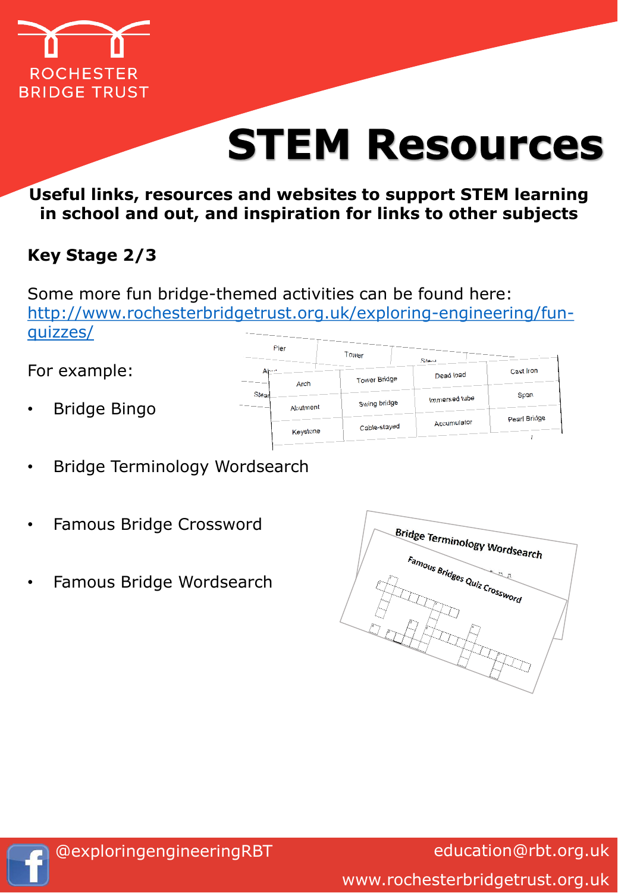# STEM Resources

**Useful links, resources and websites to support STEM learning in school and out, and inspiration for links to other subjects**

**Key Stage 2/3**

Some more fun bridge-themed activities can be found here: http://www.rochesterbridgetrust.org.uk/exploring-engineering/fun-quizzes/

For example:

- Bridge Bingo
- Bridge Terminology Wordsearch
- Famous Bridge Crossword
- Famous Bridge Wordsearch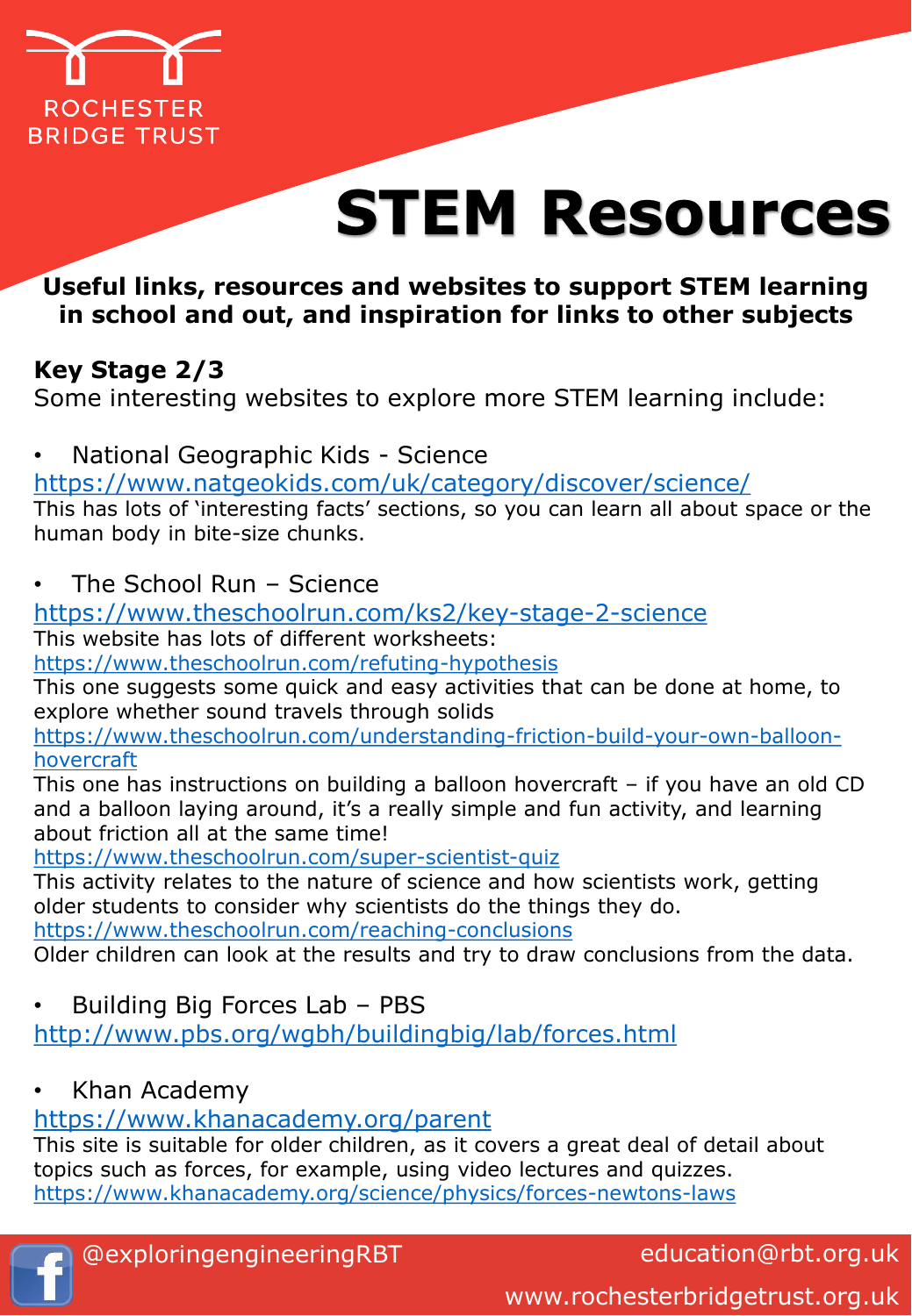ROCHESTER BRIDGE TRUST

# STEM Resources

**Useful links, resources and websites to support STEM learning in school and out, and inspiration for links to other subjects**

## Key Stage 2/3

Some interesting websites to explore more STEM learning include:

- National Geographic Kids - Science

https://www.natgeokids.com/uk/category/discover/science/

This has lots of 'interesting facts' sections, so you can learn all about space or the human body in bite-size chunks.

- The School Run – Science

https://www.theschoolrun.com/ks2/key-stage-2-science

This website has lots of different worksheets:

https://www.theschoolrun.com/refuting-hypothesis

This one suggests some quick and easy activities that can be done at home, to explore whether sound travels through solids

https://www.theschoolrun.com/understanding-friction-build-your-own-balloon-hovercraft

This one has instructions on building a balloon hovercraft – if you have an old CD and a balloon laying around, it's a really simple and fun activity, and learning about friction all at the same time!

https://www.theschoolrun.com/super-scientist-quiz

This activity relates to the nature of science and how scientists work, getting older students to consider why scientists do the things they do.

https://www.theschoolrun.com/reaching-conclusions

Older children can look at the results and try to draw conclusions from the data.

- Building Big Forces Lab – PBS

http://www.pbs.org/wgbh/buildingbig/lab/forces.html

- Khan Academy

https://www.khanacademy.org/parent

This site is suitable for older children, as it covers a great deal of detail about topics such as forces, for example, using video lectures and quizzes.

https://www.khanacademy.org/science/physics/forces-newtons-laws

@exploringengineeringRBT
education@rbt.org.uk
www.rochesterbridgetrust.org.uk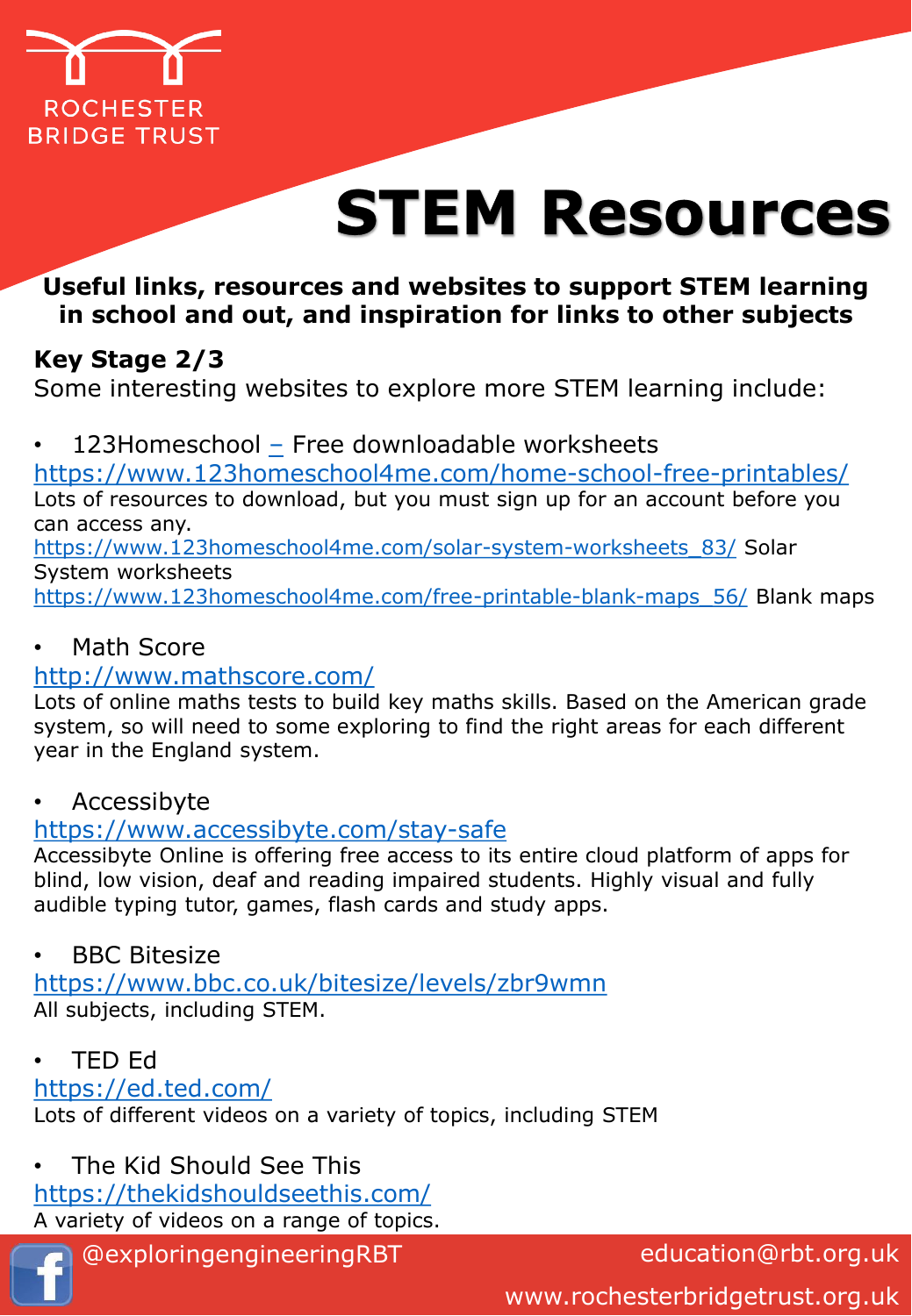ROCHESTER BRIDGE TRUST

# STEM Resources

**Useful links, resources and websites to support STEM learning in school and out, and inspiration for links to other subjects**

**Key Stage 2/3**

Some interesting websites to explore more STEM learning include:

- 123Homeschool – Free downloadable worksheets

https://www.123homeschool4me.com/home-school-free-printables/

Lots of resources to download, but you must sign up for an account before you can access any.

https://www.123homeschool4me.com/solar-system-worksheets_83/ Solar System worksheets

https://www.123homeschool4me.com/free-printable-blank-maps_56/ Blank maps

- Math Score

http://www.mathscore.com/

Lots of online maths tests to build key maths skills. Based on the American grade system, so will need to some exploring to find the right areas for each different year in the England system.

- Accessibyte

https://www.accessibyte.com/stay-safe

Accessibyte Online is offering free access to its entire cloud platform of apps for blind, low vision, deaf and reading impaired students. Highly visual and fully audible typing tutor, games, flash cards and study apps.

- BBC Bitesize

https://www.bbc.co.uk/bitesize/levels/zbr9wmn

All subjects, including STEM.

- TED Ed

https://ed.ted.com/

Lots of different videos on a variety of topics, including STEM

- The Kid Should See This

https://thekidshouldseethis.com/

A variety of videos on a range of topics.

@exploringengineeringRBT education@rbt.org.uk www.rochesterbridgetrust.org.uk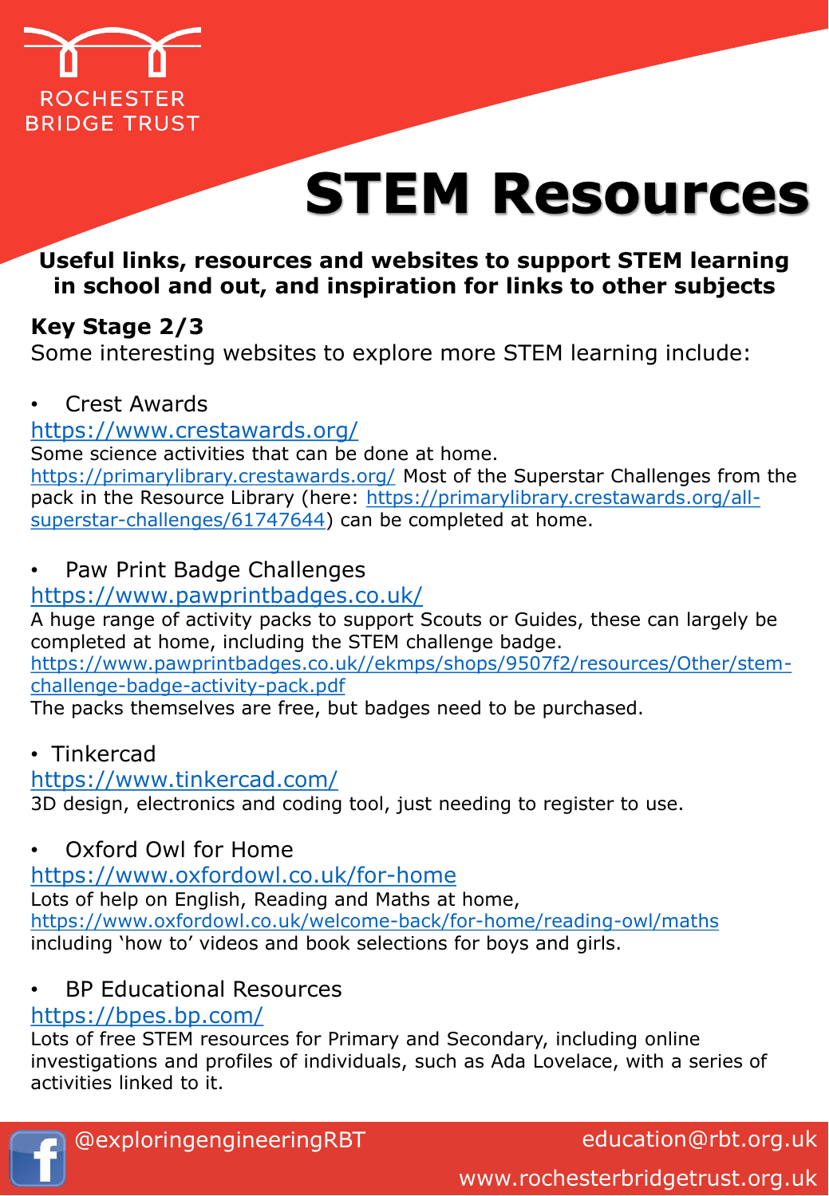ROCHESTER BRIDGE TRUST

# STEM Resources

**Useful links, resources and websites to support STEM learning in school and out, and inspiration for links to other subjects**

**Key Stage 2/3**

Some interesting websites to explore more STEM learning include:

- Crest Awards

https://www.crestawards.org/

Some science activities that can be done at home.

https://primarylibrary.crestawards.org/ Most of the Superstar Challenges from the pack in the Resource Library (here: https://primarylibrary.crestawards.org/all-superstar-challenges/61747644) can be completed at home.

- Paw Print Badge Challenges

https://www.pawprintbadges.co.uk/

A huge range of activity packs to support Scouts or Guides, these can largely be completed at home, including the STEM challenge badge.

https://www.pawprintbadges.co.uk//ekmps/shops/9507f2/resources/Other/stem-challenge-badge-activity-pack.pdf

The packs themselves are free, but badges need to be purchased.

- Tinkercad

https://www.tinkercad.com/

3D design, electronics and coding tool, just needing to register to use.

- Oxford Owl for Home

https://www.oxfordowl.co.uk/for-home

Lots of help on English, Reading and Maths at home,

https://www.oxfordowl.co.uk/welcome-back/for-home/reading-owl/maths

including 'how to' videos and book selections for boys and girls.

- BP Educational Resources

https://bpes.bp.com/

Lots of free STEM resources for Primary and Secondary, including online investigations and profiles of individuals, such as Ada Lovelace, with a series of activities linked to it.

@exploringengineeringRBT education@rbt.org.uk www.rochesterbridgetrust.org.uk